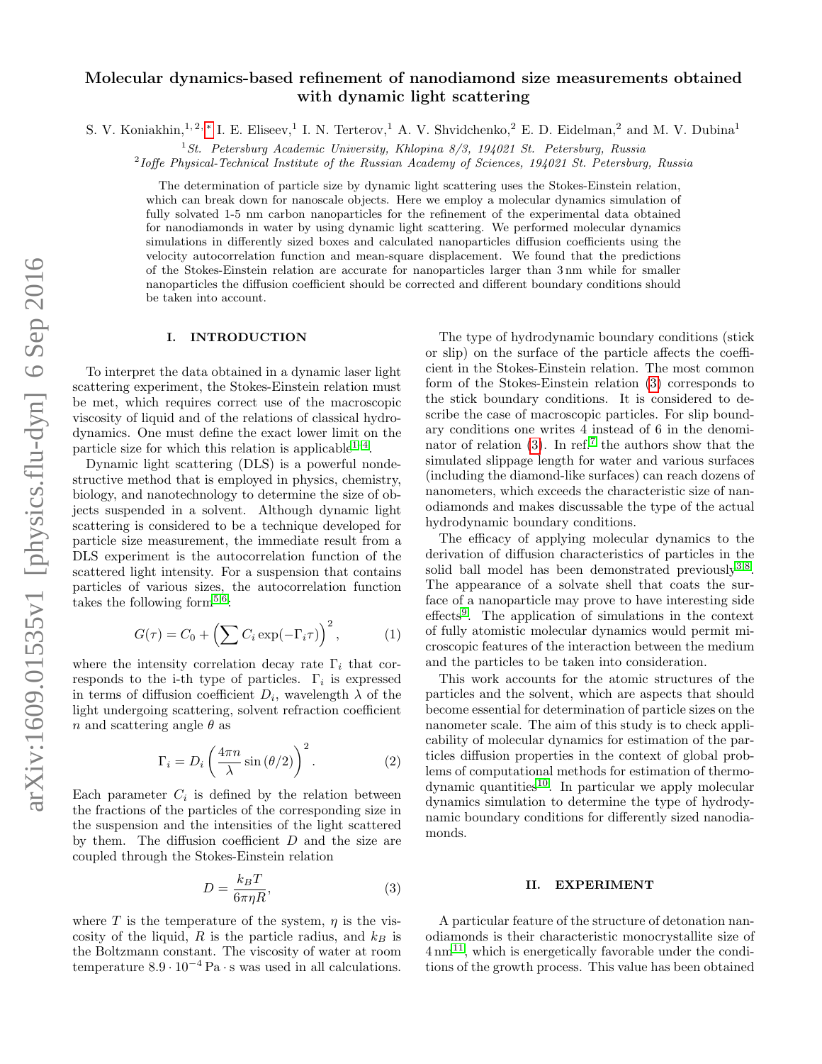# Molecular dynamics-based refinement of nanodiamond size measurements obtained with dynamic light scattering

S. V. Koniakhin,[1,2,*] I. E. Eliseev,[1] I. N. Terterov,[1] A. V. Shvidchenko,[2] E. D. Eidelman,[2] and M. V. Dubina[1]

[1] *St. Petersburg Academic University, Khlopina 8/3, 194021 St. Petersburg, Russia*

[2] *Ioffe Physical-Technical Institute of the Russian Academy of Sciences, 194021 St. Petersburg, Russia*

The determination of particle size by dynamic light scattering uses the Stokes-Einstein relation, which can break down for nanoscale objects. Here we employ a molecular dynamics simulation of fully solvated 1-5 nm carbon nanoparticles for the refinement of the experimental data obtained for nanodiamonds in water by using dynamic light scattering. We performed molecular dynamics simulations in differently sized boxes and calculated nanoparticles diffusion coefficients using the velocity autocorrelation function and mean-square displacement. We found that the predictions of the Stokes-Einstein relation are accurate for nanoparticles larger than 3 nm while for smaller nanoparticles the diffusion coefficient should be corrected and different boundary conditions should be taken into account.

## I. INTRODUCTION

To interpret the data obtained in a dynamic laser light scattering experiment, the Stokes-Einstein relation must be met, which requires correct use of the macroscopic viscosity of liquid and of the relations of classical hydrodynamics. One must define the exact lower limit on the particle size for which this relation is applicable[1–4].

Dynamic light scattering (DLS) is a powerful nondestructive method that is employed in physics, chemistry, biology, and nanotechnology to determine the size of objects suspended in a solvent. Although dynamic light scattering is considered to be a technique developed for particle size measurement, the immediate result from a DLS experiment is the autocorrelation function of the scattered light intensity. For a suspension that contains particles of various sizes, the autocorrelation function takes the following form[5,6]:

$$G(\tau) = C_0 + \left(\sum C_i \exp(-\Gamma_i \tau)\right)^2, \tag{1}$$

where the intensity correlation decay rate $\Gamma_i$ that corresponds to the i-th type of particles. $\Gamma_i$ is expressed in terms of diffusion coefficient $D_i$, wavelength $\lambda$ of the light undergoing scattering, solvent refraction coefficient $n$ and scattering angle $\theta$ as

$$\Gamma_i = D_i \left(\frac{4\pi n}{\lambda} \sin(\theta/2)\right)^2. \tag{2}$$

Each parameter $C_i$ is defined by the relation between the fractions of the particles of the corresponding size in the suspension and the intensities of the light scattered by them. The diffusion coefficient $D$ and the size are coupled through the Stokes-Einstein relation

$$D = \frac{k_B T}{6\pi\eta R}, \tag{3}$$

where $T$ is the temperature of the system, $\eta$ is the viscosity of the liquid, $R$ is the particle radius, and $k_B$ is the Boltzmann constant. The viscosity of water at room temperature $8.9 \cdot 10^{-4}\,\mathrm{Pa \cdot s}$ was used in all calculations.

The type of hydrodynamic boundary conditions (stick or slip) on the surface of the particle affects the coefficient in the Stokes-Einstein relation. The most common form of the Stokes-Einstein relation (3) corresponds to the stick boundary conditions. It is considered to describe the case of macroscopic particles. For slip boundary conditions one writes 4 instead of 6 in the denominator of relation (3). In ref.[7] the authors show that the simulated slippage length for water and various surfaces (including the diamond-like surfaces) can reach dozens of nanometers, which exceeds the characteristic size of nanodiamonds and makes discussable the type of the actual hydrodynamic boundary conditions.

The efficacy of applying molecular dynamics to the derivation of diffusion characteristics of particles in the solid ball model has been demonstrated previously[3,8]. The appearance of a solvate shell that coats the surface of a nanoparticle may prove to have interesting side effects[9]. The application of simulations in the context of fully atomistic molecular dynamics would permit microscopic features of the interaction between the medium and the particles to be taken into consideration.

This work accounts for the atomic structures of the particles and the solvent, which are aspects that should become essential for determination of particle sizes on the nanometer scale. The aim of this study is to check applicability of molecular dynamics for estimation of the particles diffusion properties in the context of global problems of computational methods for estimation of thermodynamic quantities[10]. In particular we apply molecular dynamics simulation to determine the type of hydrodynamic boundary conditions for differently sized nanodiamonds.

## II. EXPERIMENT

A particular feature of the structure of detonation nanodiamonds is their characteristic monocrystallite size of 4 nm[11], which is energetically favorable under the conditions of the growth process. This value has been obtained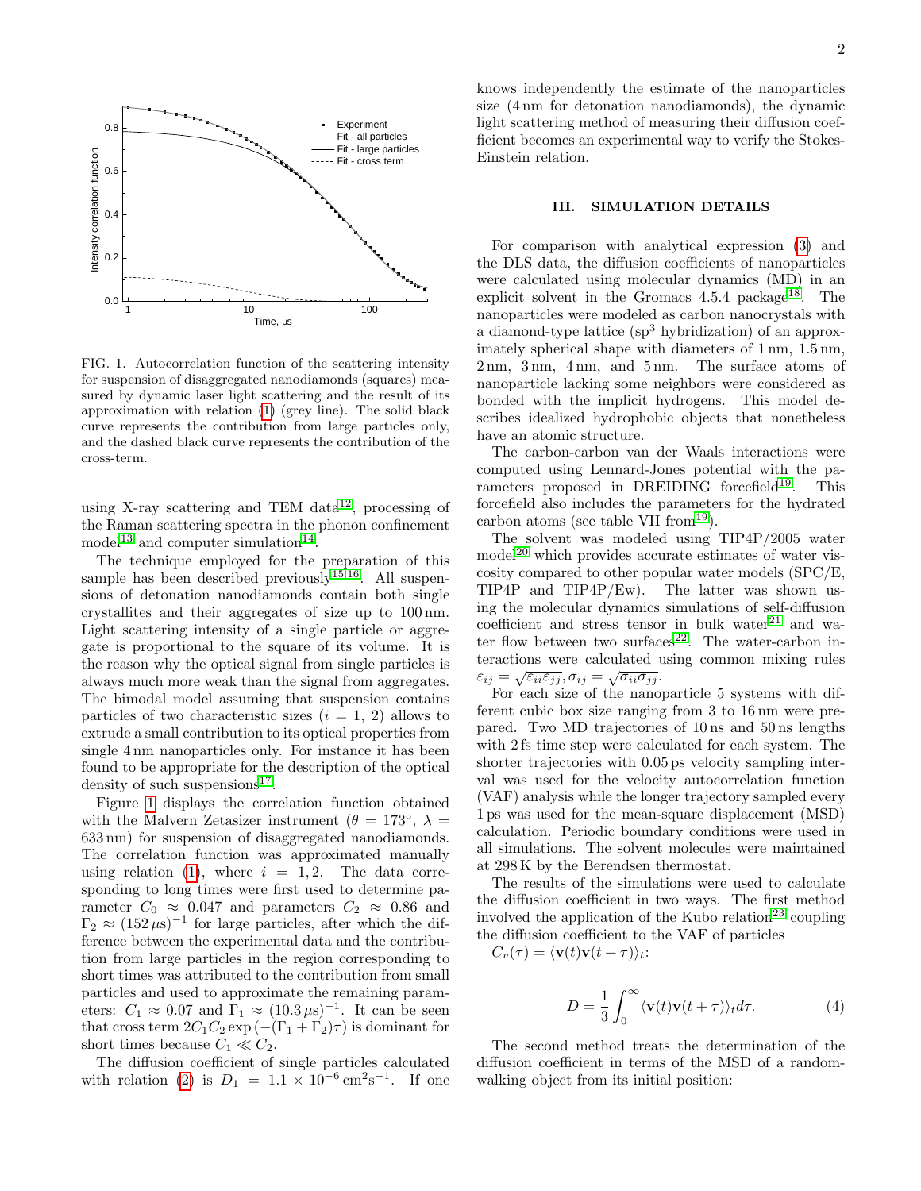FIG. 1. Autocorrelation function of the scattering intensity for suspension of disaggregated nanodiamonds (squares) measured by dynamic laser light scattering and the result of its approximation with relation (1) (grey line). The solid black curve represents the contribution from large particles only, and the dashed black curve represents the contribution of the cross-term.

using X-ray scattering and TEM data[12], processing of the Raman scattering spectra in the phonon confinement model[13] and computer simulation[14].

The technique employed for the preparation of this sample has been described previously[15,16]. All suspensions of detonation nanodiamonds contain both single crystallites and their aggregates of size up to 100 nm. Light scattering intensity of a single particle or aggregate is proportional to the square of its volume. It is the reason why the optical signal from single particles is always much more weak than the signal from aggregates. The bimodal model assuming that suspension contains particles of two characteristic sizes ($i = 1, 2$) allows to extrude a small contribution to its optical properties from single 4 nm nanoparticles only. For instance it has been found to be appropriate for the description of the optical density of such suspensions[17].

Figure 1 displays the correlation function obtained with the Malvern Zetasizer instrument ($\theta = 173^\circ$, $\lambda = 633\,\mathrm{nm}$) for suspension of disaggregated nanodiamonds. The correlation function was approximated manually using relation (1), where $i = 1, 2$. The data corresponding to long times were first used to determine parameter $C_0 \approx 0.047$ and parameters $C_2 \approx 0.86$ and $\Gamma_2 \approx (152\,\mu\mathrm{s})^{-1}$ for large particles, after which the difference between the experimental data and the contribution from large particles in the region corresponding to short times was attributed to the contribution from small particles and used to approximate the remaining parameters: $C_1 \approx 0.07$ and $\Gamma_1 \approx (10.3\,\mu\mathrm{s})^{-1}$. It can be seen that cross term $2C_1C_2\exp\left(-(\Gamma_1+\Gamma_2)\tau\right)$ is dominant for short times because $C_1 \ll C_2$.

The diffusion coefficient of single particles calculated with relation (2) is $D_1 = 1.1 \times 10^{-6}\,\mathrm{cm^2s^{-1}}$. If one knows independently the estimate of the nanoparticles size (4 nm for detonation nanodiamonds), the dynamic light scattering method of measuring their diffusion coefficient becomes an experimental way to verify the Stokes-Einstein relation.

## III. SIMULATION DETAILS

For comparison with analytical expression (3) and the DLS data, the diffusion coefficients of nanoparticles were calculated using molecular dynamics (MD) in an explicit solvent in the Gromacs 4.5.4 package[18]. The nanoparticles were modeled as carbon nanocrystals with a diamond-type lattice ($sp^3$ hybridization) of an approximately spherical shape with diameters of 1 nm, 1.5 nm, 2 nm, 3 nm, 4 nm, and 5 nm. The surface atoms of nanoparticle lacking some neighbors were considered as bonded with the implicit hydrogens. This model describes idealized hydrophobic objects that nonetheless have an atomic structure.

The carbon-carbon van der Waals interactions were computed using Lennard-Jones potential with the parameters proposed in DREIDING forcefield[19]. This forcefield also includes the parameters for the hydrated carbon atoms (see table VII from[19]).

The solvent was modeled using TIP4P/2005 water model[20] which provides accurate estimates of water viscosity compared to other popular water models (SPC/E, TIP4P and TIP4P/Ew). The latter was shown using the molecular dynamics simulations of self-diffusion coefficient and stress tensor in bulk water[21] and water flow between two surfaces[22]. The water-carbon interactions were calculated using common mixing rules $\varepsilon_{ij} = \sqrt{\varepsilon_{ii}\varepsilon_{jj}}, \sigma_{ij} = \sqrt{\sigma_{ii}\sigma_{jj}}$.

For each size of the nanoparticle 5 systems with different cubic box size ranging from 3 to 16 nm were prepared. Two MD trajectories of 10 ns and 50 ns lengths with 2 fs time step were calculated for each system. The shorter trajectories with 0.05 ps velocity sampling interval was used for the velocity autocorrelation function (VAF) analysis while the longer trajectory sampled every 1 ps was used for the mean-square displacement (MSD) calculation. Periodic boundary conditions were used in all simulations. The solvent molecules were maintained at 298 K by the Berendsen thermostat.

The results of the simulations were used to calculate the diffusion coefficient in two ways. The first method involved the application of the Kubo relation[23] coupling the diffusion coefficient to the VAF of particles $C_v(\tau) = \langle \mathbf{v}(t)\mathbf{v}(t+\tau)\rangle_t$:

$$D = \frac{1}{3}\int_0^\infty \langle \mathbf{v}(t)\mathbf{v}(t+\tau)\rangle_t d\tau. \tag{4}$$

The second method treats the determination of the diffusion coefficient in terms of the MSD of a random-walking object from its initial position: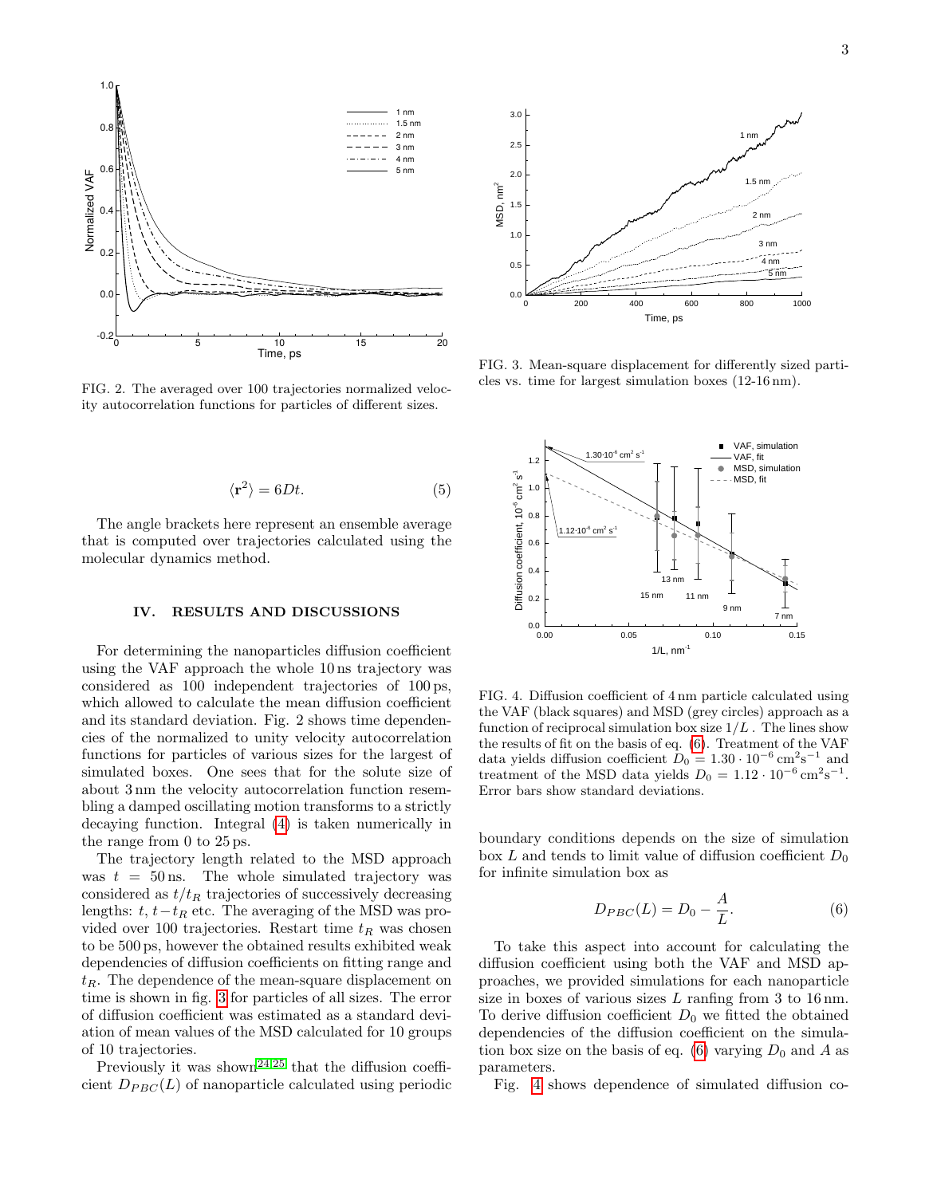FIG. 2. The averaged over 100 trajectories normalized velocity autocorrelation functions for particles of different sizes.

FIG. 3. Mean-square displacement for differently sized particles vs. time for largest simulation boxes (12-16 nm).

$$\langle \mathbf{r}^2 \rangle = 6Dt. \tag{5}$$

The angle brackets here represent an ensemble average that is computed over trajectories calculated using the molecular dynamics method.

## IV. RESULTS AND DISCUSSIONS

For determining the nanoparticles diffusion coefficient using the VAF approach the whole 10 ns trajectory was considered as 100 independent trajectories of 100 ps, which allowed to calculate the mean diffusion coefficient and its standard deviation. Fig. 2 shows time dependencies of the normalized to unity velocity autocorrelation functions for particles of various sizes for the largest of simulated boxes. One sees that for the solute size of about 3 nm the velocity autocorrelation function resembling a damped oscillating motion transforms to a strictly decaying function. Integral (4) is taken numerically in the range from 0 to 25 ps.

The trajectory length related to the MSD approach was $t = 50$ ns. The whole simulated trajectory was considered as $t/t_R$ trajectories of successively decreasing lengths: $t$, $t - t_R$ etc. The averaging of the MSD was provided over 100 trajectories. Restart time $t_R$ was chosen to be 500 ps, however the obtained results exhibited weak dependencies of diffusion coefficients on fitting range and $t_R$. The dependence of the mean-square displacement on time is shown in fig. 3 for particles of all sizes. The error of diffusion coefficient was estimated as a standard deviation of mean values of the MSD calculated for 10 groups of 10 trajectories.

Previously it was shown[24,25] that the diffusion coefficient $D_{PBC}(L)$ of nanoparticle calculated using periodic boundary conditions depends on the size of simulation box $L$ and tends to limit value of diffusion coefficient $D_0$ for infinite simulation box as

$$D_{PBC}(L) = D_0 - \frac{A}{L}. \tag{6}$$

To take this aspect into account for calculating the diffusion coefficient using both the VAF and MSD approaches, we provided simulations for each nanoparticle size in boxes of various sizes $L$ ranfing from 3 to 16 nm. To derive diffusion coefficient $D_0$ we fitted the obtained dependencies of the diffusion coefficient on the simulation box size on the basis of eq. (6) varying $D_0$ and $A$ as parameters.

FIG. 4. Diffusion coefficient of 4 nm particle calculated using the VAF (black squares) and MSD (grey circles) approach as a function of reciprocal simulation box size $1/L$ . The lines show the results of fit on the basis of eq. (6). Treatment of the VAF data yields diffusion coefficient $D_0 = 1.30 \cdot 10^{-6}\,\mathrm{cm^2 s^{-1}}$ and treatment of the MSD data yields $D_0 = 1.12 \cdot 10^{-6}\,\mathrm{cm^2 s^{-1}}$. Error bars show standard deviations.

Fig. 4 shows dependence of simulated diffusion co-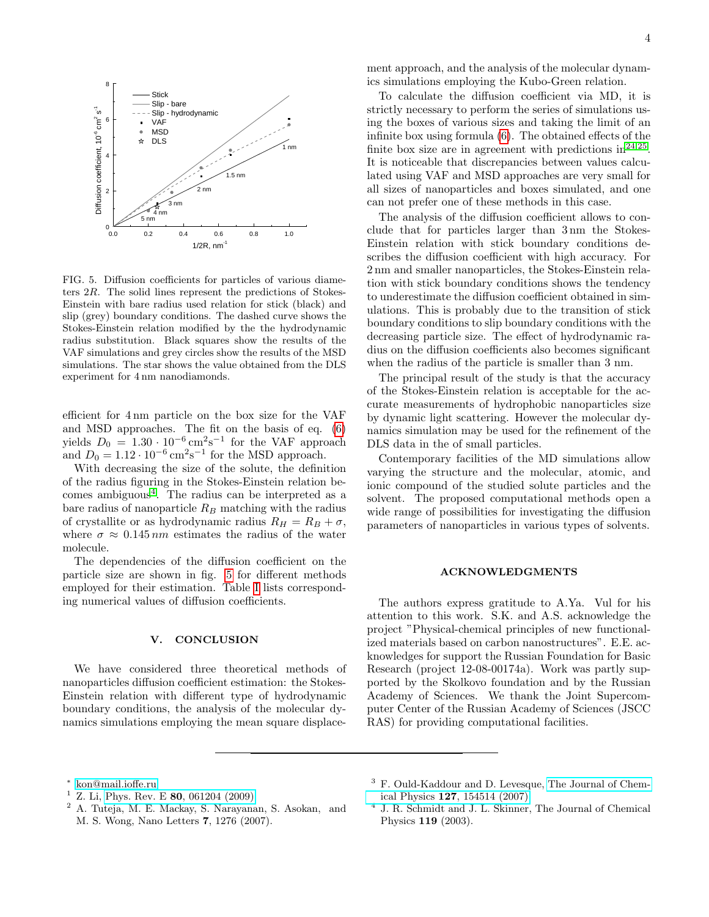FIG. 5. Diffusion coefficients for particles of various diameters $2R$. The solid lines represent the predictions of Stokes-Einstein with bare radius used relation for stick (black) and slip (grey) boundary conditions. The dashed curve shows the Stokes-Einstein relation modified by the the hydrodynamic radius substitution. Black squares show the results of the VAF simulations and grey circles show the results of the MSD simulations. The star shows the value obtained from the DLS experiment for 4 nm nanodiamonds.

efficient for 4 nm particle on the box size for the VAF and MSD approaches. The fit on the basis of eq. (6) yields $D_0 = 1.30 \cdot 10^{-6}\,\mathrm{cm^2 s^{-1}}$ for the VAF approach and $D_0 = 1.12 \cdot 10^{-6}\,\mathrm{cm^2 s^{-1}}$ for the MSD approach.

With decreasing the size of the solute, the definition of the radius figuring in the Stokes-Einstein relation becomes ambiguous[4]. The radius can be interpreted as a bare radius of nanoparticle $R_B$ matching with the radius of crystallite or as hydrodynamic radius $R_H = R_B + \sigma$, where $\sigma \approx 0.145\,nm$ estimates the radius of the water molecule.

The dependencies of the diffusion coefficient on the particle size are shown in fig. 5 for different methods employed for their estimation. Table I lists corresponding numerical values of diffusion coefficients.

## V. CONCLUSION

We have considered three theoretical methods of nanoparticles diffusion coefficient estimation: the Stokes-Einstein relation with different type of hydrodynamic boundary conditions, the analysis of the molecular dynamics simulations employing the mean square displacement approach, and the analysis of the molecular dynamics simulations employing the Kubo-Green relation.

To calculate the diffusion coefficient via MD, it is strictly necessary to perform the series of simulations using the boxes of various sizes and taking the limit of an infinite box using formula (6). The obtained effects of the finite box size are in agreement with predictions in[24,25]. It is noticeable that discrepancies between values calculated using VAF and MSD approaches are very small for all sizes of nanoparticles and boxes simulated, and one can not prefer one of these methods in this case.

The analysis of the diffusion coefficient allows to conclude that for particles larger than 3 nm the Stokes-Einstein relation with stick boundary conditions describes the diffusion coefficient with high accuracy. For 2 nm and smaller nanoparticles, the Stokes-Einstein relation with stick boundary conditions shows the tendency to underestimate the diffusion coefficient obtained in simulations. This is probably due to the transition of stick boundary conditions to slip boundary conditions with the decreasing particle size. The effect of hydrodynamic radius on the diffusion coefficients also becomes significant when the radius of the particle is smaller than 3 nm.

The principal result of the study is that the accuracy of the Stokes-Einstein relation is acceptable for the accurate measurements of hydrophobic nanoparticles size by dynamic light scattering. However the molecular dynamics simulation may be used for the refinement of the DLS data in the of small particles.

Contemporary facilities of the MD simulations allow varying the structure and the molecular, atomic, and ionic compound of the studied solute particles and the solvent. The proposed computational methods open a wide range of possibilities for investigating the diffusion parameters of nanoparticles in various types of solvents.

## ACKNOWLEDGMENTS

The authors express gratitude to A.Ya. Vul for his attention to this work. S.K. and A.S. acknowledge the project "Physical-chemical principles of new functionalized materials based on carbon nanostructures". E.E. acknowledges for support the Russian Foundation for Basic Research (project 12-08-00174a). Work was partly supported by the Skolkovo foundation and by the Russian Academy of Sciences. We thank the Joint Supercomputer Center of the Russian Academy of Sciences (JSCC RAS) for providing computational facilities.

---

[*] kon@mail.ioffe.ru

[1] Z. Li, Phys. Rev. E **80**, 061204 (2009).

[2] A. Tuteja, M. E. Mackay, S. Narayanan, S. Asokan, and M. S. Wong, Nano Letters **7**, 1276 (2007).

[3] F. Ould-Kaddour and D. Levesque, The Journal of Chemical Physics **127**, 154514 (2007).

[4] J. R. Schmidt and J. L. Skinner, The Journal of Chemical Physics **119** (2003).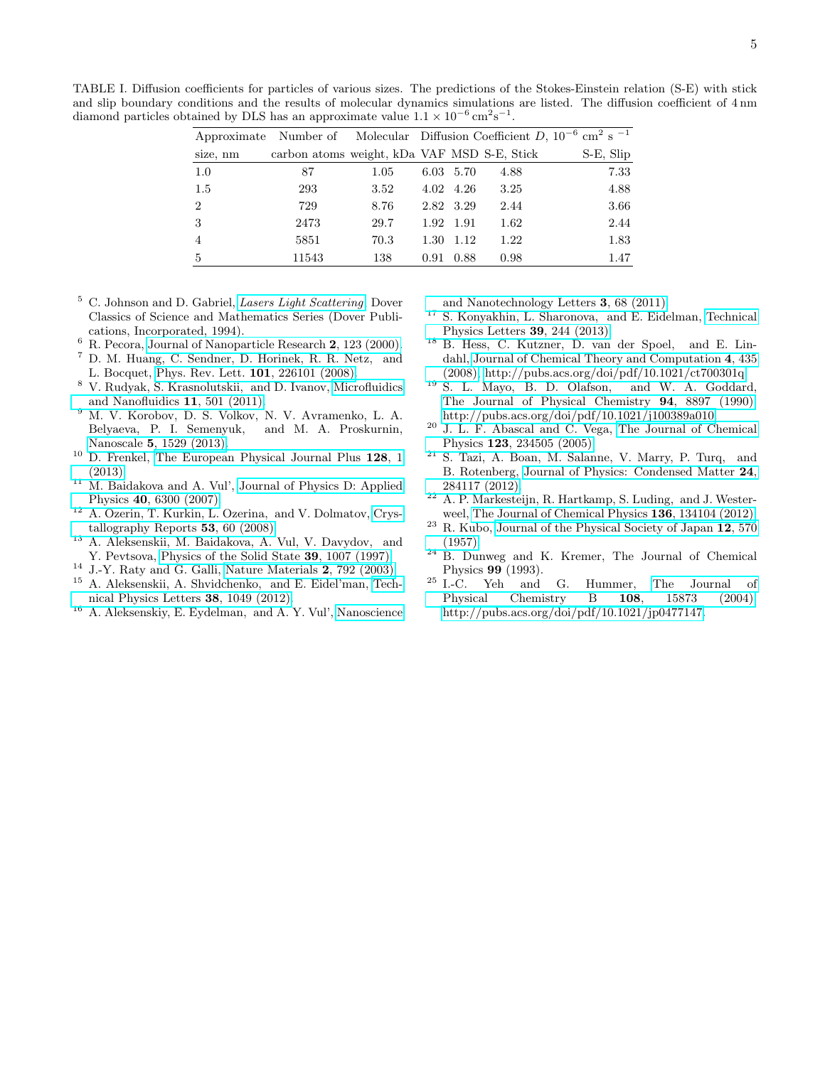TABLE I. Diffusion coefficients for particles of various sizes. The predictions of the Stokes-Einstein relation (S-E) with stick and slip boundary conditions and the results of molecular dynamics simulations are listed. The diffusion coefficient of 4 nm diamond particles obtained by DLS has an approximate value $1.1 \times 10^{-6}$ cm$^2$s$^{-1}$.

| Approximate size, nm | Number of carbon atoms | Molecular weight, kDa | Diffusion Coefficient $D$, $10^{-6}$ cm$^2$ s$^{-1}$ VAF | MSD | S-E, Stick | S-E, Slip |
|---|---|---|---|---|---|---|
| 1.0 | 87 | 1.05 | 6.03 | 5.70 | 4.88 | 7.33 |
| 1.5 | 293 | 3.52 | 4.02 | 4.26 | 3.25 | 4.88 |
| 2 | 729 | 8.76 | 2.82 | 3.29 | 2.44 | 3.66 |
| 3 | 2473 | 29.7 | 1.92 | 1.91 | 1.62 | 2.44 |
| 4 | 5851 | 70.3 | 1.30 | 1.12 | 1.22 | 1.83 |
| 5 | 11543 | 138 | 0.91 | 0.88 | 0.98 | 1.47 |

[5] C. Johnson and D. Gabriel, *Lasers Light Scattering*, Dover Classics of Science and Mathematics Series (Dover Publications, Incorporated, 1994).

[6] R. Pecora, Journal of Nanoparticle Research **2**, 123 (2000).

[7] D. M. Huang, C. Sendner, D. Horinek, R. R. Netz, and L. Bocquet, Phys. Rev. Lett. **101**, 226101 (2008).

[8] V. Rudyak, S. Krasnolutskii, and D. Ivanov, Microfluidics and Nanofluidics **11**, 501 (2011).

[9] M. V. Korobov, D. S. Volkov, N. V. Avramenko, L. A. Belyaeva, P. I. Semenyuk, and M. A. Proskurnin, Nanoscale **5**, 1529 (2013).

[10] D. Frenkel, The European Physical Journal Plus **128**, 1 (2013).

[11] M. Baidakova and A. Vul', Journal of Physics D: Applied Physics **40**, 6300 (2007).

[12] A. Ozerin, T. Kurkin, L. Ozerina, and V. Dolmatov, Crystallography Reports **53**, 60 (2008).

[13] A. Aleksenskii, M. Baidakova, A. Vul, V. Davydov, and Y. Pevtsova, Physics of the Solid State **39**, 1007 (1997).

[14] J.-Y. Raty and G. Galli, Nature Materials **2**, 792 (2003).

[15] A. Aleksenskii, A. Shvidchenko, and E. Eidel'man, Technical Physics Letters **38**, 1049 (2012).

[16] A. Aleksenskiy, E. Eydelman, and A. Y. Vul', Nanoscience and Nanotechnology Letters **3**, 68 (2011).

[17] S. Konyakhin, L. Sharonova, and E. Eidelman, Technical Physics Letters **39**, 244 (2013).

[18] B. Hess, C. Kutzner, D. van der Spoel, and E. Lindahl, Journal of Chemical Theory and Computation **4**, 435 (2008), http://pubs.acs.org/doi/pdf/10.1021/ct700301q.

[19] S. L. Mayo, B. D. Olafson, and W. A. Goddard, The Journal of Physical Chemistry **94**, 8897 (1990), http://pubs.acs.org/doi/pdf/10.1021/j100389a010.

[20] J. L. F. Abascal and C. Vega, The Journal of Chemical Physics **123**, 234505 (2005).

[21] S. Tazi, A. Boan, M. Salanne, V. Marry, P. Turq, and B. Rotenberg, Journal of Physics: Condensed Matter **24**, 284117 (2012).

[22] A. P. Markesteijn, R. Hartkamp, S. Luding, and J. Westerweel, The Journal of Chemical Physics **136**, 134104 (2012).

[23] R. Kubo, Journal of the Physical Society of Japan **12**, 570 (1957).

[24] B. Dunweg and K. Kremer, The Journal of Chemical Physics **99** (1993).

[25] I.-C. Yeh and G. Hummer, The Journal of Physical Chemistry B **108**, 15873 (2004), http://pubs.acs.org/doi/pdf/10.1021/jp0477147.